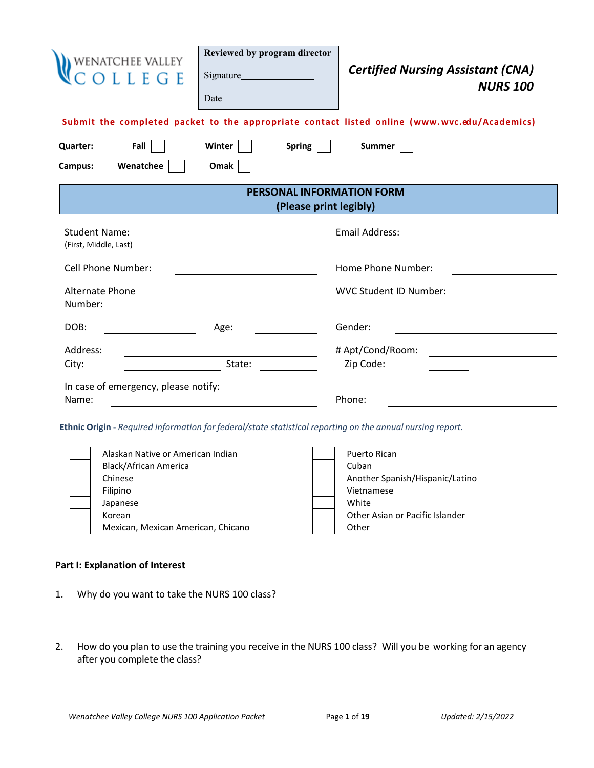WENATCHEE VALLEY COLLEGE

| Reviewed by program director |
|---|
| Signature_______________ |
| Date_________________ |

# *Certified Nursing Assistant (CNA) NURS 100*

**Submit the completed packet to the appropriate contact listed online (www.wvc.edu/Academics)**

**Quarter:** **Fall** ☐ **Winter** ☐ **Spring** ☐ **Summer** ☐

**Campus:** **Wenatchee** ☐ **Omak** ☐

## PERSONAL INFORMATION FORM
### (Please print legibly)

Student Name: (First, Middle, Last) ____________________ Email Address: ____________________

Cell Phone Number: ____________________ Home Phone Number: ____________________

Alternate Phone Number: ____________________ WVC Student ID Number: ____________________

DOB: ____________ Age: ____________ Gender: ____________________

Address: ____________________ # Apt/Cond/Room: ____________________

City: ____________ State: ____________ Zip Code: ____________

In case of emergency, please notify:

Name: ____________________ Phone: ____________________

**Ethnic Origin -** *Required information for federal/state statistical reporting on the annual nursing report.*

| | | | |
|---|---|---|---|
| ☐ | Alaskan Native or American Indian | ☐ | Puerto Rican |
| ☐ | Black/African America | ☐ | Cuban |
| ☐ | Chinese | ☐ | Another Spanish/Hispanic/Latino |
| ☐ | Filipino | ☐ | Vietnamese |
| ☐ | Japanese | ☐ | White |
| ☐ | Korean | ☐ | Other Asian or Pacific Islander |
| ☐ | Mexican, Mexican American, Chicano | ☐ | Other |

**Part I: Explanation of Interest**

1. Why do you want to take the NURS 100 class?

2. How do you plan to use the training you receive in the NURS 100 class? Will you be working for an agency after you complete the class?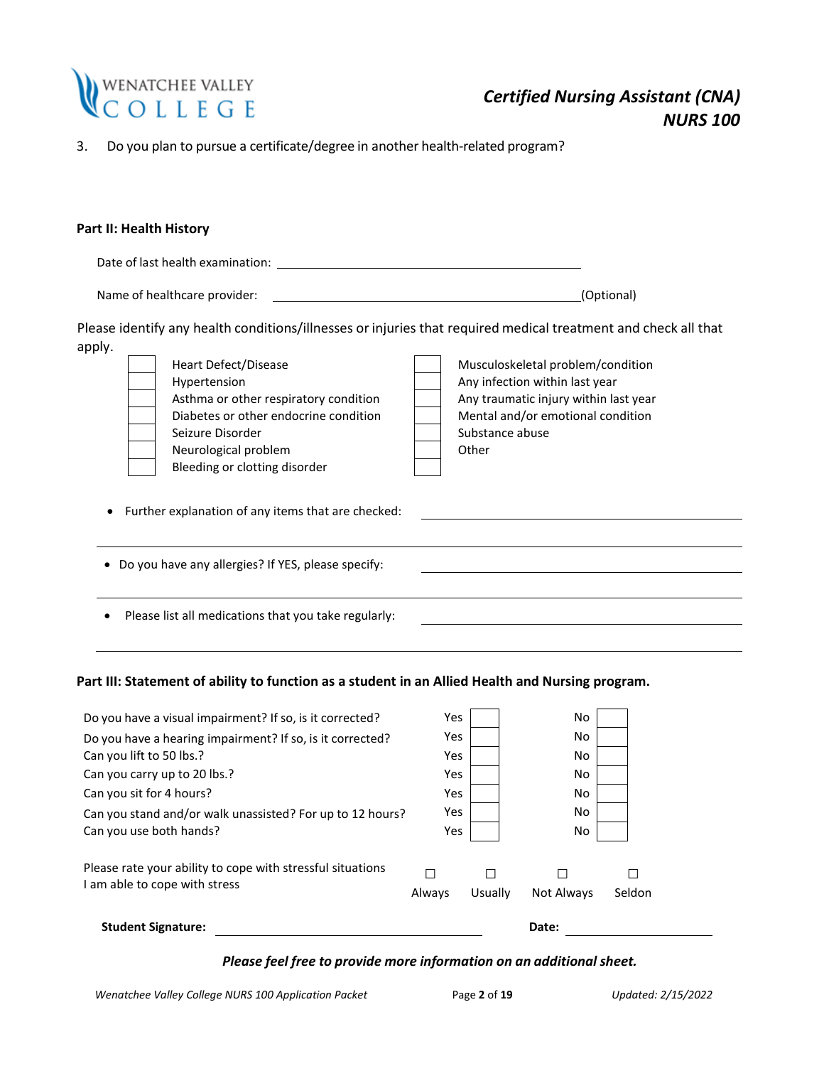3. Do you plan to pursue a certificate/degree in another health-related program?

**Part II: Health History**

Date of last health examination: ______________________________

Name of healthcare provider: ______________________________ (Optional)

Please identify any health conditions/illnesses or injuries that required medical treatment and check all that apply.

| | | | |
|---|---|---|---|
| ☐ | Heart Defect/Disease | ☐ | Musculoskeletal problem/condition |
| ☐ | Hypertension | ☐ | Any infection within last year |
| ☐ | Asthma or other respiratory condition | ☐ | Any traumatic injury within last year |
| ☐ | Diabetes or other endocrine condition | ☐ | Mental and/or emotional condition |
| ☐ | Seizure Disorder | ☐ | Substance abuse |
| ☐ | Neurological problem | ☐ | Other |
| ☐ | Bleeding or clotting disorder | ☐ | |

- Further explanation of any items that are checked: ______________________________

- Do you have any allergies? If YES, please specify: ______________________________

- Please list all medications that you take regularly: ______________________________

**Part III: Statement of ability to function as a student in an Allied Health and Nursing program.**

| | | | | |
|---|---|---|---|---|
| Do you have a visual impairment? If so, is it corrected? | Yes | ☐ | No | ☐ |
| Do you have a hearing impairment? If so, is it corrected? | Yes | ☐ | No | ☐ |
| Can you lift to 50 lbs.? | Yes | ☐ | No | ☐ |
| Can you carry up to 20 lbs.? | Yes | ☐ | No | ☐ |
| Can you sit for 4 hours? | Yes | ☐ | No | ☐ |
| Can you stand and/or walk unassisted? For up to 12 hours? | Yes | ☐ | No | ☐ |
| Can you use both hands? | Yes | ☐ | No | ☐ |

Please rate your ability to cope with stressful situations
I am able to cope with stress

☐ Always ☐ Usually ☐ Not Always ☐ Seldon

**Student Signature:** ______________________________ **Date:** ______________

***Please feel free to provide more information on an additional sheet.***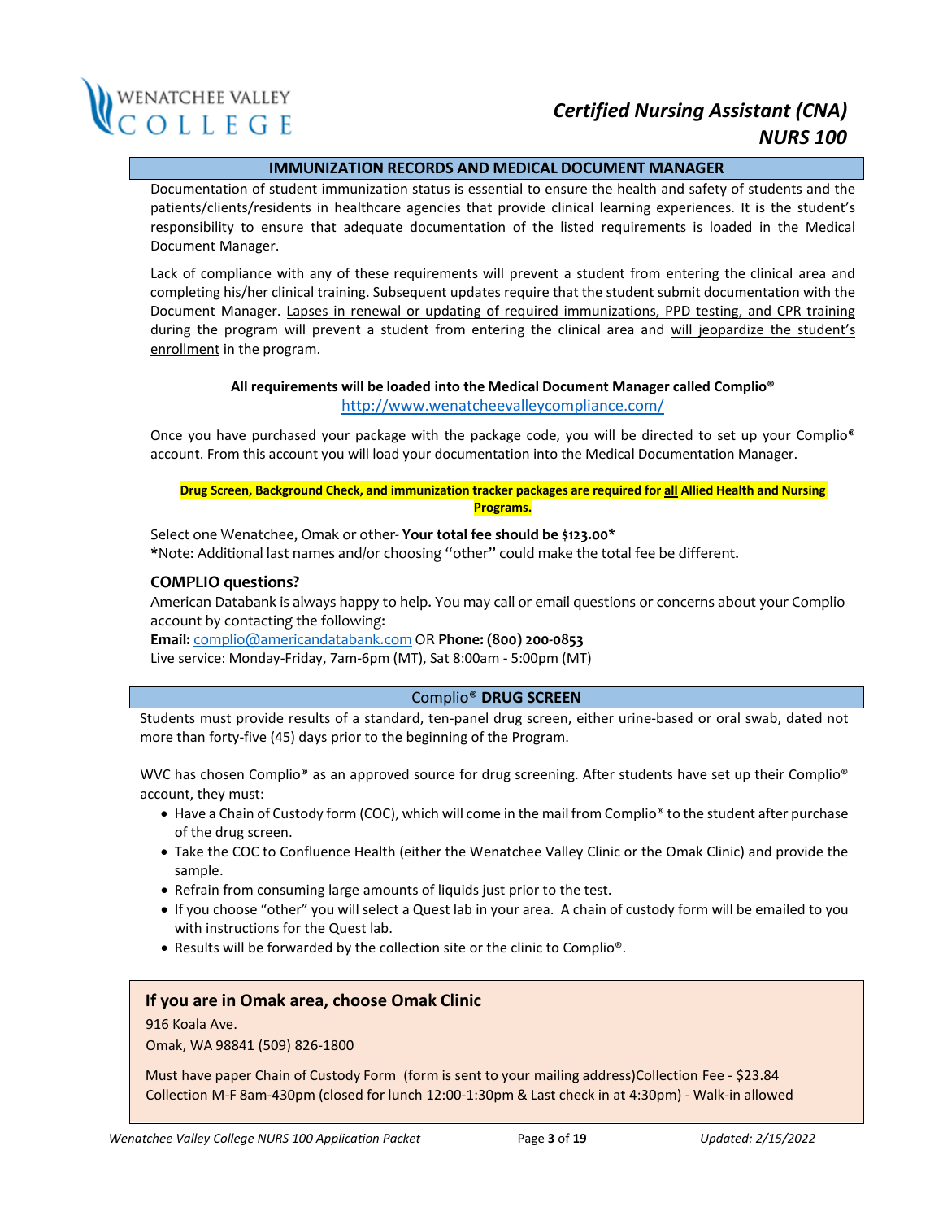## IMMUNIZATION RECORDS AND MEDICAL DOCUMENT MANAGER

Documentation of student immunization status is essential to ensure the health and safety of students and the patients/clients/residents in healthcare agencies that provide clinical learning experiences. It is the student's responsibility to ensure that adequate documentation of the listed requirements is loaded in the Medical Document Manager.

Lack of compliance with any of these requirements will prevent a student from entering the clinical area and completing his/her clinical training. Subsequent updates require that the student submit documentation with the Document Manager. Lapses in renewal or updating of required immunizations, PPD testing, and CPR training during the program will prevent a student from entering the clinical area and will jeopardize the student's enrollment in the program.

**All requirements will be loaded into the Medical Document Manager called Complio®**
http://www.wenatcheevalleycompliance.com/

Once you have purchased your package with the package code, you will be directed to set up your Complio® account. From this account you will load your documentation into the Medical Documentation Manager.

**Drug Screen, Background Check, and immunization tracker packages are required for all Allied Health and Nursing Programs.**

Select one Wenatchee, Omak or other- **Your total fee should be $123.00***
*Note: Additional last names and/or choosing "other" could make the total fee be different.

### COMPLIO questions?

American Databank is always happy to help. You may call or email questions or concerns about your Complio account by contacting the following:
**Email:** complio@americandatabank.com OR **Phone: (800) 200-0853**
Live service: Monday-Friday, 7am-6pm (MT), Sat 8:00am - 5:00pm (MT)

## Complio® DRUG SCREEN

Students must provide results of a standard, ten-panel drug screen, either urine-based or oral swab, dated not more than forty-five (45) days prior to the beginning of the Program.

WVC has chosen Complio® as an approved source for drug screening. After students have set up their Complio® account, they must:

- Have a Chain of Custody form (COC), which will come in the mail from Complio® to the student after purchase of the drug screen.
- Take the COC to Confluence Health (either the Wenatchee Valley Clinic or the Omak Clinic) and provide the sample.
- Refrain from consuming large amounts of liquids just prior to the test.
- If you choose "other" you will select a Quest lab in your area. A chain of custody form will be emailed to you with instructions for the Quest lab.
- Results will be forwarded by the collection site or the clinic to Complio®.

### If you are in Omak area, choose Omak Clinic

916 Koala Ave.
Omak, WA 98841 (509) 826-1800

Must have paper Chain of Custody Form (form is sent to your mailing address)Collection Fee - $23.84
Collection M-F 8am-430pm (closed for lunch 12:00-1:30pm & Last check in at 4:30pm) - Walk-in allowed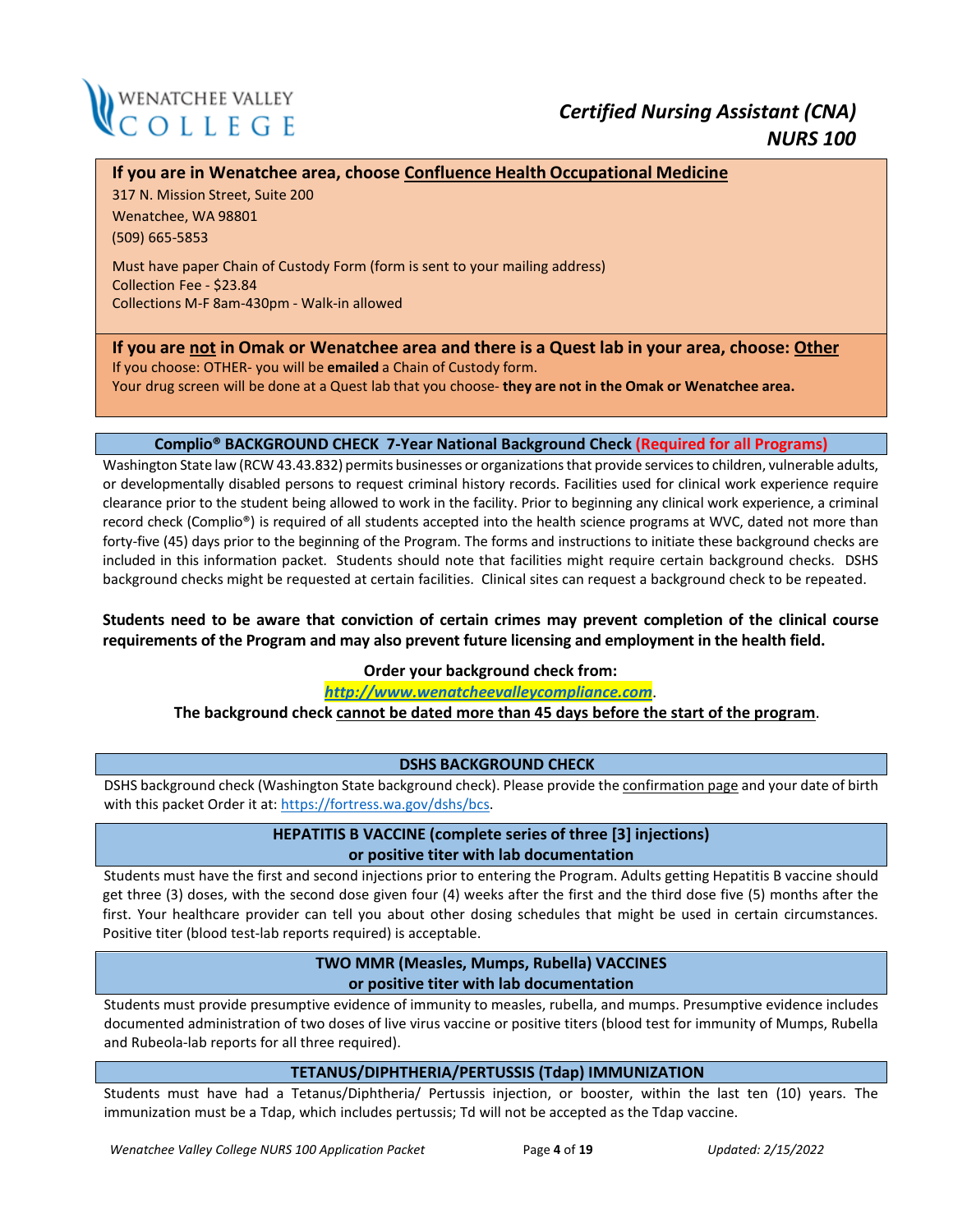**If you are in Wenatchee area, choose Confluence Health Occupational Medicine**

317 N. Mission Street, Suite 200
Wenatchee, WA 98801
(509) 665-5853

Must have paper Chain of Custody Form (form is sent to your mailing address)
Collection Fee - $23.84
Collections M-F 8am-430pm - Walk-in allowed

**If you are not in Omak or Wenatchee area and there is a Quest lab in your area, choose: Other**

If you choose: OTHER- you will be **emailed** a Chain of Custody form.
Your drug screen will be done at a Quest lab that you choose- **they are not in the Omak or Wenatchee area.**

### Complio® BACKGROUND CHECK 7-Year National Background Check (Required for all Programs)

Washington State law (RCW 43.43.832) permits businesses or organizations that provide services to children, vulnerable adults, or developmentally disabled persons to request criminal history records. Facilities used for clinical work experience require clearance prior to the student being allowed to work in the facility. Prior to beginning any clinical work experience, a criminal record check (Complio®) is required of all students accepted into the health science programs at WVC, dated not more than forty-five (45) days prior to the beginning of the Program. The forms and instructions to initiate these background checks are included in this information packet. Students should note that facilities might require certain background checks. DSHS background checks might be requested at certain facilities. Clinical sites can request a background check to be repeated.

**Students need to be aware that conviction of certain crimes may prevent completion of the clinical course requirements of the Program and may also prevent future licensing and employment in the health field.**

**Order your background check from:**

***http://www.wenatcheevalleycompliance.com***.

**The background check cannot be dated more than 45 days before the start of the program.**

### DSHS BACKGROUND CHECK

DSHS background check (Washington State background check). Please provide the confirmation page and your date of birth with this packet Order it at: https://fortress.wa.gov/dshs/bcs.

### HEPATITIS B VACCINE (complete series of three [3] injections) or positive titer with lab documentation

Students must have the first and second injections prior to entering the Program. Adults getting Hepatitis B vaccine should get three (3) doses, with the second dose given four (4) weeks after the first and the third dose five (5) months after the first. Your healthcare provider can tell you about other dosing schedules that might be used in certain circumstances. Positive titer (blood test-lab reports required) is acceptable.

### TWO MMR (Measles, Mumps, Rubella) VACCINES or positive titer with lab documentation

Students must provide presumptive evidence of immunity to measles, rubella, and mumps. Presumptive evidence includes documented administration of two doses of live virus vaccine or positive titers (blood test for immunity of Mumps, Rubella and Rubeola-lab reports for all three required).

### TETANUS/DIPHTHERIA/PERTUSSIS (Tdap) IMMUNIZATION

Students must have had a Tetanus/Diphtheria/ Pertussis injection, or booster, within the last ten (10) years. The immunization must be a Tdap, which includes pertussis; Td will not be accepted as the Tdap vaccine.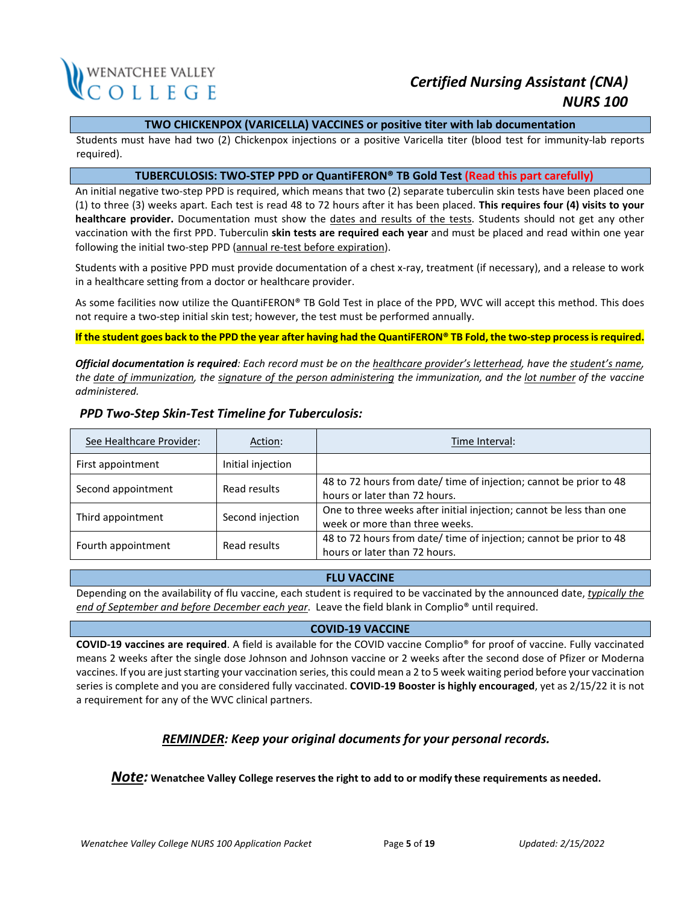**Certified Nursing Assistant (CNA)**
**NURS 100**

## TWO CHICKENPOX (VARICELLA) VACCINES or positive titer with lab documentation

Students must have had two (2) Chickenpox injections or a positive Varicella titer (blood test for immunity-lab reports required).

## TUBERCULOSIS: TWO-STEP PPD or QuantiFERON® TB Gold Test (Read this part carefully)

An initial negative two-step PPD is required, which means that two (2) separate tuberculin skin tests have been placed one (1) to three (3) weeks apart. Each test is read 48 to 72 hours after it has been placed. **This requires four (4) visits to your healthcare provider.** Documentation must show the dates and results of the tests. Students should not get any other vaccination with the first PPD. Tuberculin **skin tests are required each year** and must be placed and read within one year following the initial two-step PPD (annual re-test before expiration).

Students with a positive PPD must provide documentation of a chest x-ray, treatment (if necessary), and a release to work in a healthcare setting from a doctor or healthcare provider.

As some facilities now utilize the QuantiFERON® TB Gold Test in place of the PPD, WVC will accept this method. This does not require a two-step initial skin test; however, the test must be performed annually.

**If the student goes back to the PPD the year after having had the QuantiFERON® TB Fold, the two-step process is required.**

***Official documentation is required****: Each record must be on the healthcare provider's letterhead, have the student's name, the date of immunization, the signature of the person administering the immunization, and the lot number of the vaccine administered.*

### *PPD Two-Step Skin-Test Timeline for Tuberculosis:*

| See Healthcare Provider: | Action: | Time Interval: |
|---|---|---|
| First appointment | Initial injection | |
| Second appointment | Read results | 48 to 72 hours from date/ time of injection; cannot be prior to 48 hours or later than 72 hours. |
| Third appointment | Second injection | One to three weeks after initial injection; cannot be less than one week or more than three weeks. |
| Fourth appointment | Read results | 48 to 72 hours from date/ time of injection; cannot be prior to 48 hours or later than 72 hours. |

## FLU VACCINE

Depending on the availability of flu vaccine, each student is required to be vaccinated by the announced date, *typically the end of September and before December each year*. Leave the field blank in Complio® until required.

## COVID-19 VACCINE

**COVID-19 vaccines are required**. A field is available for the COVID vaccine Complio® for proof of vaccine. Fully vaccinated means 2 weeks after the single dose Johnson and Johnson vaccine or 2 weeks after the second dose of Pfizer or Moderna vaccines. If you are just starting your vaccination series, this could mean a 2 to 5 week waiting period before your vaccination series is complete and you are considered fully vaccinated. **COVID-19 Booster is highly encouraged**, yet as 2/15/22 it is not a requirement for any of the WVC clinical partners.

***REMINDER: Keep your original documents for your personal records.***

***Note:*** **Wenatchee Valley College reserves the right to add to or modify these requirements as needed.**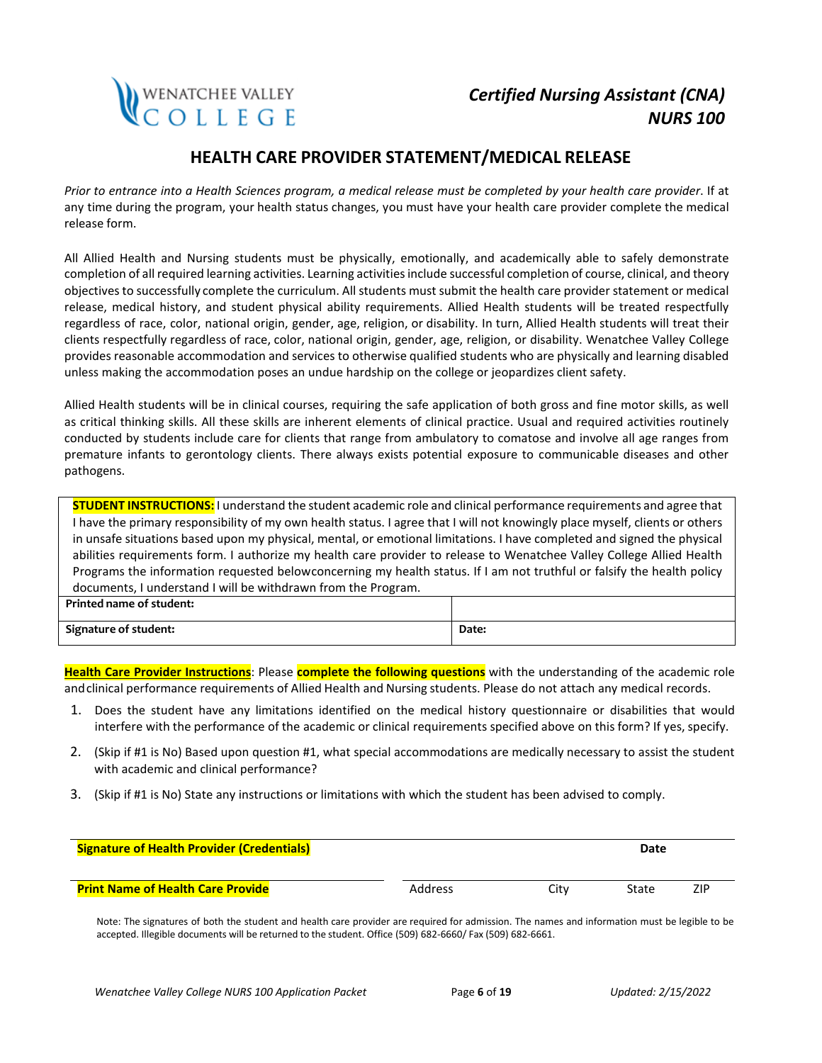WENATCHEE VALLEY COLLEGE

*Certified Nursing Assistant (CNA)*
*NURS 100*

# HEALTH CARE PROVIDER STATEMENT/MEDICAL RELEASE

*Prior to entrance into a Health Sciences program, a medical release must be completed by your health care provider*. If at any time during the program, your health status changes, you must have your health care provider complete the medical release form.

All Allied Health and Nursing students must be physically, emotionally, and academically able to safely demonstrate completion of all required learning activities. Learning activities include successful completion of course, clinical, and theory objectives to successfully complete the curriculum. All students must submit the health care provider statement or medical release, medical history, and student physical ability requirements. Allied Health students will be treated respectfully regardless of race, color, national origin, gender, age, religion, or disability. In turn, Allied Health students will treat their clients respectfully regardless of race, color, national origin, gender, age, religion, or disability. Wenatchee Valley College provides reasonable accommodation and services to otherwise qualified students who are physically and learning disabled unless making the accommodation poses an undue hardship on the college or jeopardizes client safety.

Allied Health students will be in clinical courses, requiring the safe application of both gross and fine motor skills, as well as critical thinking skills. All these skills are inherent elements of clinical practice. Usual and required activities routinely conducted by students include care for clients that range from ambulatory to comatose and involve all age ranges from premature infants to gerontology clients. There always exists potential exposure to communicable diseases and other pathogens.

**STUDENT INSTRUCTIONS:** I understand the student academic role and clinical performance requirements and agree that I have the primary responsibility of my own health status. I agree that I will not knowingly place myself, clients or others in unsafe situations based upon my physical, mental, or emotional limitations. I have completed and signed the physical abilities requirements form. I authorize my health care provider to release to Wenatchee Valley College Allied Health Programs the information requested belowconcerning my health status. If I am not truthful or falsify the health policy documents, I understand I will be withdrawn from the Program.

| **Printed name of student:** | |
|---|---|
| **Signature of student:** | **Date:** |

**Health Care Provider Instructions**: Please **complete the following questions** with the understanding of the academic role andclinical performance requirements of Allied Health and Nursing students. Please do not attach any medical records.

1. Does the student have any limitations identified on the medical history questionnaire or disabilities that would interfere with the performance of the academic or clinical requirements specified above on this form? If yes, specify.
2. (Skip if #1 is No) Based upon question #1, what special accommodations are medically necessary to assist the student with academic and clinical performance?
3. (Skip if #1 is No) State any instructions or limitations with which the student has been advised to comply.

**Signature of Health Provider (Credentials)** **Date**

**Print Name of Health Care Provide** Address City State ZIP

Note: The signatures of both the student and health care provider are required for admission. The names and information must be legible to be accepted. Illegible documents will be returned to the student. Office (509) 682-6660/ Fax (509) 682-6661.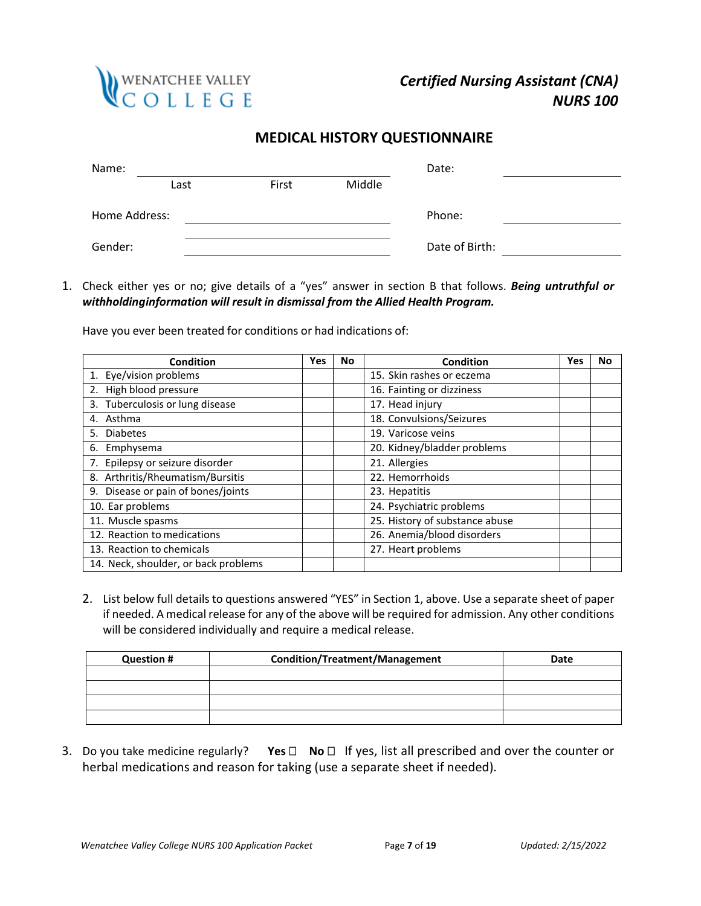Wenatchee Valley College

*Certified Nursing Assistant (CNA)*
*NURS 100*

## MEDICAL HISTORY QUESTIONNAIRE

Name: ______________________________ Date: ______________
  Last   First   Middle

Home Address: ______________________________ Phone: ______________

______________________________

Gender: ______________________________ Date of Birth: ______________

1. Check either yes or no; give details of a "yes" answer in section B that follows. ***Being untruthful or withholdinginformation will result in dismissal from the Allied Health Program.***

   Have you ever been treated for conditions or had indications of:

| Condition | Yes | No | Condition | Yes | No |
|---|---|---|---|---|---|
| 1. Eye/vision problems | | | 15. Skin rashes or eczema | | |
| 2. High blood pressure | | | 16. Fainting or dizziness | | |
| 3. Tuberculosis or lung disease | | | 17. Head injury | | |
| 4. Asthma | | | 18. Convulsions/Seizures | | |
| 5. Diabetes | | | 19. Varicose veins | | |
| 6. Emphysema | | | 20. Kidney/bladder problems | | |
| 7. Epilepsy or seizure disorder | | | 21. Allergies | | |
| 8. Arthritis/Rheumatism/Bursitis | | | 22. Hemorrhoids | | |
| 9. Disease or pain of bones/joints | | | 23. Hepatitis | | |
| 10. Ear problems | | | 24. Psychiatric problems | | |
| 11. Muscle spasms | | | 25. History of substance abuse | | |
| 12. Reaction to medications | | | 26. Anemia/blood disorders | | |
| 13. Reaction to chemicals | | | 27. Heart problems | | |
| 14. Neck, shoulder, or back problems | | | | | |

2. List below full details to questions answered "YES" in Section 1, above. Use a separate sheet of paper if needed. A medical release for any of the above will be required for admission. Any other conditions will be considered individually and require a medical release.

| Question # | Condition/Treatment/Management | Date |
|---|---|---|
| | | |
| | | |
| | | |
| | | |

3. Do you take medicine regularly? **Yes** ☐ **No** ☐ If yes, list all prescribed and over the counter or herbal medications and reason for taking (use a separate sheet if needed).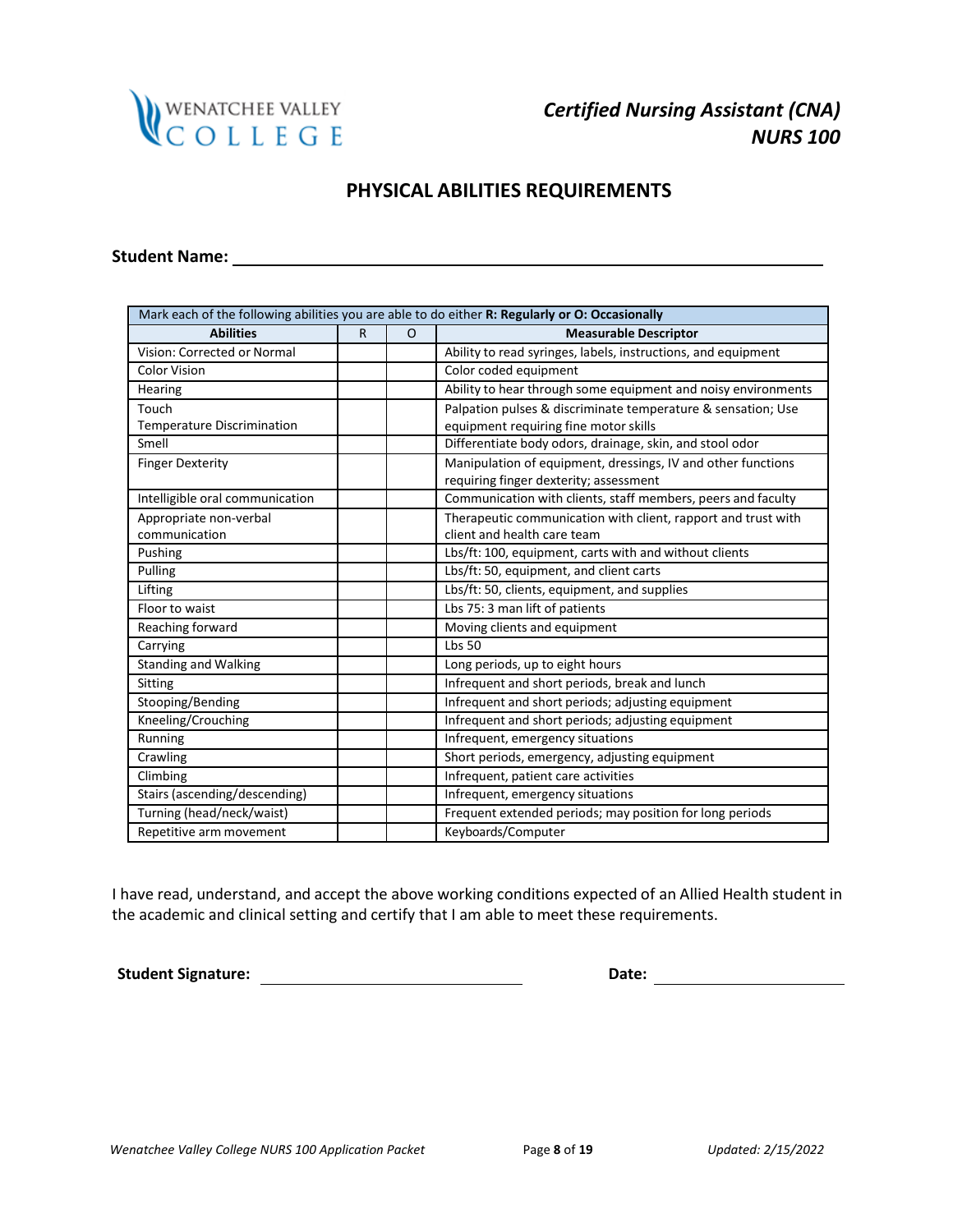Certified Nursing Assistant (CNA)
NURS 100

## PHYSICAL ABILITIES REQUIREMENTS

**Student Name:** ______________________________________________

| Mark each of the following abilities you are able to do either **R: Regularly or O: Occasionally** | | | |
|---|---|---|---|
| **Abilities** | R | O | **Measurable Descriptor** |
| Vision: Corrected or Normal | | | Ability to read syringes, labels, instructions, and equipment |
| Color Vision | | | Color coded equipment |
| Hearing | | | Ability to hear through some equipment and noisy environments |
| Touch<br>Temperature Discrimination | | | Palpation pulses & discriminate temperature & sensation; Use equipment requiring fine motor skills |
| Smell | | | Differentiate body odors, drainage, skin, and stool odor |
| Finger Dexterity | | | Manipulation of equipment, dressings, IV and other functions requiring finger dexterity; assessment |
| Intelligible oral communication | | | Communication with clients, staff members, peers and faculty |
| Appropriate non-verbal communication | | | Therapeutic communication with client, rapport and trust with client and health care team |
| Pushing | | | Lbs/ft: 100, equipment, carts with and without clients |
| Pulling | | | Lbs/ft: 50, equipment, and client carts |
| Lifting | | | Lbs/ft: 50, clients, equipment, and supplies |
| Floor to waist | | | Lbs 75: 3 man lift of patients |
| Reaching forward | | | Moving clients and equipment |
| Carrying | | | Lbs 50 |
| Standing and Walking | | | Long periods, up to eight hours |
| Sitting | | | Infrequent and short periods, break and lunch |
| Stooping/Bending | | | Infrequent and short periods; adjusting equipment |
| Kneeling/Crouching | | | Infrequent and short periods; adjusting equipment |
| Running | | | Infrequent, emergency situations |
| Crawling | | | Short periods, emergency, adjusting equipment |
| Climbing | | | Infrequent, patient care activities |
| Stairs (ascending/descending) | | | Infrequent, emergency situations |
| Turning (head/neck/waist) | | | Frequent extended periods; may position for long periods |
| Repetitive arm movement | | | Keyboards/Computer |

I have read, understand, and accept the above working conditions expected of an Allied Health student in the academic and clinical setting and certify that I am able to meet these requirements.

**Student Signature:** ______________________ **Date:** ______________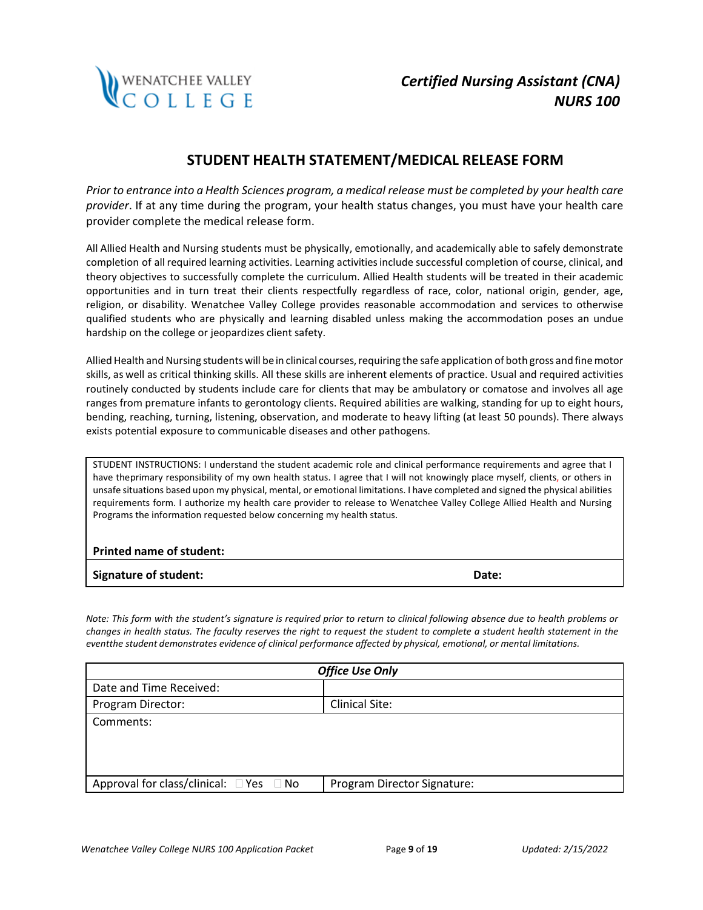*Certified Nursing Assistant (CNA)*
*NURS 100*

## STUDENT HEALTH STATEMENT/MEDICAL RELEASE FORM

*Prior to entrance into a Health Sciences program, a medical release must be completed by your health care provider*. If at any time during the program, your health status changes, you must have your health care provider complete the medical release form.

All Allied Health and Nursing students must be physically, emotionally, and academically able to safely demonstrate completion of all required learning activities. Learning activities include successful completion of course, clinical, and theory objectives to successfully complete the curriculum. Allied Health students will be treated in their academic opportunities and in turn treat their clients respectfully regardless of race, color, national origin, gender, age, religion, or disability. Wenatchee Valley College provides reasonable accommodation and services to otherwise qualified students who are physically and learning disabled unless making the accommodation poses an undue hardship on the college or jeopardizes client safety.

Allied Health and Nursing students will be in clinical courses, requiring the safe application of both gross and fine motor skills, as well as critical thinking skills. All these skills are inherent elements of practice. Usual and required activities routinely conducted by students include care for clients that may be ambulatory or comatose and involves all age ranges from premature infants to gerontology clients. Required abilities are walking, standing for up to eight hours, bending, reaching, turning, listening, observation, and moderate to heavy lifting (at least 50 pounds). There always exists potential exposure to communicable diseases and other pathogens.

STUDENT INSTRUCTIONS: I understand the student academic role and clinical performance requirements and agree that I have theprimary responsibility of my own health status. I agree that I will not knowingly place myself, clients, or others in unsafe situations based upon my physical, mental, or emotional limitations. I have completed and signed the physical abilities requirements form. I authorize my health care provider to release to Wenatchee Valley College Allied Health and Nursing Programs the information requested below concerning my health status.

**Printed name of student:**

**Signature of student:** **Date:**

*Note: This form with the student's signature is required prior to return to clinical following absence due to health problems or changes in health status. The faculty reserves the right to request the student to complete a student health statement in the eventthe student demonstrates evidence of clinical performance affected by physical, emotional, or mental limitations.*

| ***Office Use Only*** | |
|---|---|
| Date and Time Received: | |
| Program Director: | Clinical Site: |
| Comments: | |
| Approval for class/clinical: ☐ Yes ☐ No | Program Director Signature: |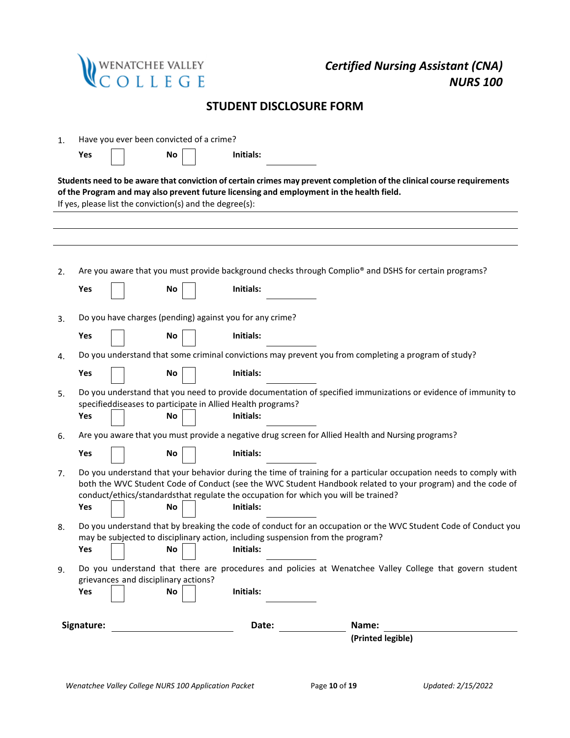WENATCHEE VALLEY COLLEGE

*Certified Nursing Assistant (CNA)*
*NURS 100*

# STUDENT DISCLOSURE FORM

1. Have you ever been convicted of a crime?

   **Yes** ☐ **No** ☐ **Initials:** ________

**Students need to be aware that conviction of certain crimes may prevent completion of the clinical course requirements of the Program and may also prevent future licensing and employment in the health field.**

If yes, please list the conviction(s) and the degree(s):

_______________________________________________

_______________________________________________

_______________________________________________

2. Are you aware that you must provide background checks through Complio® and DSHS for certain programs?

   **Yes** ☐ **No** ☐ **Initials:** ________

3. Do you have charges (pending) against you for any crime?

   **Yes** ☐ **No** ☐ **Initials:** ________

4. Do you understand that some criminal convictions may prevent you from completing a program of study?

   **Yes** ☐ **No** ☐ **Initials:** ________

5. Do you understand that you need to provide documentation of specified immunizations or evidence of immunity to specifieddiseases to participate in Allied Health programs?

   **Yes** ☐ **No** ☐ **Initials:** ________

6. Are you aware that you must provide a negative drug screen for Allied Health and Nursing programs?

   **Yes** ☐ **No** ☐ **Initials:** ________

7. Do you understand that your behavior during the time of training for a particular occupation needs to comply with both the WVC Student Code of Conduct (see the WVC Student Handbook related to your program) and the code of conduct/ethics/standardsthat regulate the occupation for which you will be trained?

   **Yes** ☐ **No** ☐ **Initials:** ________

8. Do you understand that by breaking the code of conduct for an occupation or the WVC Student Code of Conduct you may be subjected to disciplinary action, including suspension from the program?

   **Yes** ☐ **No** ☐ **Initials:** ________

9. Do you understand that there are procedures and policies at Wenatchee Valley College that govern student grievances and disciplinary actions?

   **Yes** ☐ **No** ☐ **Initials:** ________

**Signature:** ____________________ **Date:** __________ **Name:** ____________________
**(Printed legible)**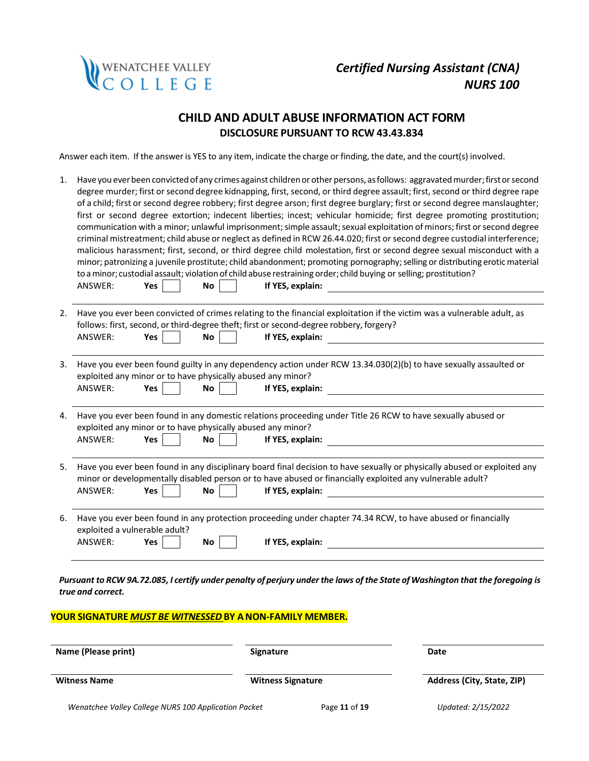Wenatchee Valley College

*Certified Nursing Assistant (CNA)*
*NURS 100*

# CHILD AND ADULT ABUSE INFORMATION ACT FORM

## DISCLOSURE PURSUANT TO RCW 43.43.834

Answer each item. If the answer is YES to any item, indicate the charge or finding, the date, and the court(s) involved.

1. Have you ever been convicted of any crimes against children or other persons, as follows: aggravated murder; first or second degree murder; first or second degree kidnapping, first, second, or third degree assault; first, second or third degree rape of a child; first or second degree robbery; first degree arson; first degree burglary; first or second degree manslaughter; first or second degree extortion; indecent liberties; incest; vehicular homicide; first degree promoting prostitution; communication with a minor; unlawful imprisonment; simple assault; sexual exploitation of minors; first or second degree criminal mistreatment; child abuse or neglect as defined in RCW 26.44.020; first or second degree custodial interference; malicious harassment; first, second, or third degree child molestation, first or second degree sexual misconduct with a minor; patronizing a juvenile prostitute; child abandonment; promoting pornography; selling or distributing erotic material to a minor; custodial assault; violation of child abuse restraining order; child buying or selling; prostitution?
   ANSWER: **Yes** ☐ **No** ☐ **If YES, explain:** ______________________

   ______________________________________________

2. Have you ever been convicted of crimes relating to the financial exploitation if the victim was a vulnerable adult, as follows: first, second, or third-degree theft; first or second-degree robbery, forgery?
   ANSWER: **Yes** ☐ **No** ☐ **If YES, explain:** ______________________

   ______________________________________________

3. Have you ever been found guilty in any dependency action under RCW 13.34.030(2)(b) to have sexually assaulted or exploited any minor or to have physically abused any minor?
   ANSWER: **Yes** ☐ **No** ☐ **If YES, explain:** ______________________

   ______________________________________________

4. Have you ever been found in any domestic relations proceeding under Title 26 RCW to have sexually abused or exploited any minor or to have physically abused any minor?
   ANSWER: **Yes** ☐ **No** ☐ **If YES, explain:** ______________________

   ______________________________________________

5. Have you ever been found in any disciplinary board final decision to have sexually or physically abused or exploited any minor or developmentally disabled person or to have abused or financially exploited any vulnerable adult?
   ANSWER: **Yes** ☐ **No** ☐ **If YES, explain:** ______________________

   ______________________________________________

6. Have you ever been found in any protection proceeding under chapter 74.34 RCW, to have abused or financially exploited a vulnerable adult?
   ANSWER: **Yes** ☐ **No** ☐ **If YES, explain:** ______________________

   ______________________________________________

***Pursuant to RCW 9A.72.085, I certify under penalty of perjury under the laws of the State of Washington that the foregoing is true and correct.***

**YOUR SIGNATURE *MUST BE WITNESSED* BY A NON-FAMILY MEMBER.**

| ______________________ | ______________________ | ______________________ |
|---|---|---|
| **Name (Please print)** | **Signature** | **Date** |
| ______________________ | ______________________ | ______________________ |
| **Witness Name** | **Witness Signature** | **Address (City, State, ZIP)** |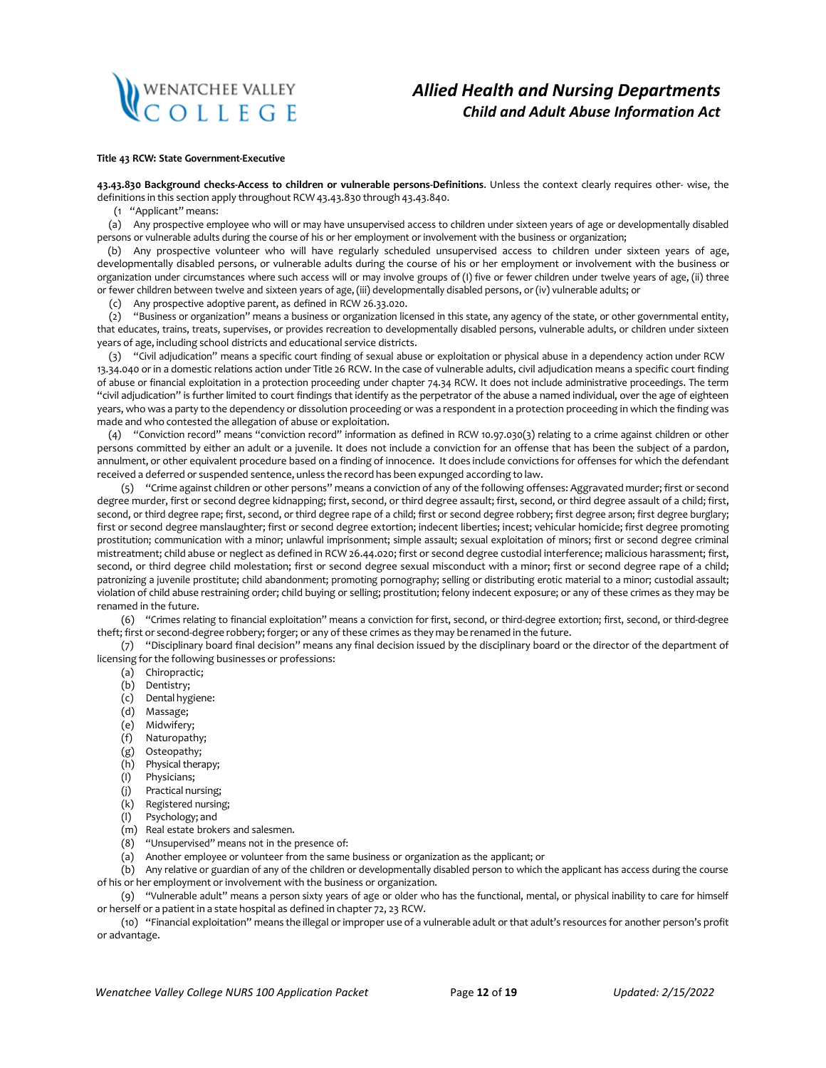**Title 43 RCW: State Government-Executive**

**43.43.830 Background checks-Access to children or vulnerable persons-Definitions**. Unless the context clearly requires other- wise, the definitions in this section apply throughout RCW 43.43.830 through 43.43.840.

(1 "Applicant" means:

(a) Any prospective employee who will or may have unsupervised access to children under sixteen years of age or developmentally disabled persons or vulnerable adults during the course of his or her employment or involvement with the business or organization;

(b) Any prospective volunteer who will have regularly scheduled unsupervised access to children under sixteen years of age, developmentally disabled persons, or vulnerable adults during the course of his or her employment or involvement with the business or organization under circumstances where such access will or may involve groups of (I) five or fewer children under twelve years of age, (ii) three or fewer children between twelve and sixteen years of age, (iii) developmentally disabled persons, or (iv) vulnerable adults; or

(c) Any prospective adoptive parent, as defined in RCW 26.33.020.

(2) "Business or organization" means a business or organization licensed in this state, any agency of the state, or other governmental entity, that educates, trains, treats, supervises, or provides recreation to developmentally disabled persons, vulnerable adults, or children under sixteen years of age, including school districts and educational service districts.

(3) "Civil adjudication" means a specific court finding of sexual abuse or exploitation or physical abuse in a dependency action under RCW 13.34.040 or in a domestic relations action under Title 26 RCW. In the case of vulnerable adults, civil adjudication means a specific court finding of abuse or financial exploitation in a protection proceeding under chapter 74.34 RCW. It does not include administrative proceedings. The term "civil adjudication" is further limited to court findings that identify as the perpetrator of the abuse a named individual, over the age of eighteen years, who was a party to the dependency or dissolution proceeding or was a respondent in a protection proceeding in which the finding was made and who contested the allegation of abuse or exploitation.

(4) "Conviction record" means "conviction record" information as defined in RCW 10.97.030(3) relating to a crime against children or other persons committed by either an adult or a juvenile. It does not include a conviction for an offense that has been the subject of a pardon, annulment, or other equivalent procedure based on a finding of innocence. It does include convictions for offenses for which the defendant received a deferred or suspended sentence, unless the record has been expunged according to law.

(5) "Crime against children or other persons" means a conviction of any of the following offenses: Aggravated murder; first or second degree murder, first or second degree kidnapping; first, second, or third degree assault; first, second, or third degree assault of a child; first, second, or third degree rape; first, second, or third degree rape of a child; first or second degree robbery; first degree arson; first degree burglary; first or second degree manslaughter; first or second degree extortion; indecent liberties; incest; vehicular homicide; first degree promoting prostitution; communication with a minor; unlawful imprisonment; simple assault; sexual exploitation of minors; first or second degree criminal mistreatment; child abuse or neglect as defined in RCW 26.44.020; first or second degree custodial interference; malicious harassment; first, second, or third degree child molestation; first or second degree sexual misconduct with a minor; first or second degree rape of a child; patronizing a juvenile prostitute; child abandonment; promoting pornography; selling or distributing erotic material to a minor; custodial assault; violation of child abuse restraining order; child buying or selling; prostitution; felony indecent exposure; or any of these crimes as they may be renamed in the future.

(6) "Crimes relating to financial exploitation" means a conviction for first, second, or third-degree extortion; first, second, or third-degree theft; first or second-degree robbery; forger; or any of these crimes as they may be renamed in the future.

(7) "Disciplinary board final decision" means any final decision issued by the disciplinary board or the director of the department of licensing for the following businesses or professions:

(a) Chiropractic;
(b) Dentistry;
(c) Dental hygiene:
(d) Massage;
(e) Midwifery;
(f) Naturopathy;
(g) Osteopathy;
(h) Physical therapy;
(I) Physicians;
(j) Practical nursing;
(k) Registered nursing;
(l) Psychology; and
(m) Real estate brokers and salesmen.

(8) "Unsupervised" means not in the presence of:

(a) Another employee or volunteer from the same business or organization as the applicant; or

(b) Any relative or guardian of any of the children or developmentally disabled person to which the applicant has access during the course of his or her employment or involvement with the business or organization.

(9) "Vulnerable adult" means a person sixty years of age or older who has the functional, mental, or physical inability to care for himself or herself or a patient in a state hospital as defined in chapter 72, 23 RCW.

(10) "Financial exploitation" means the illegal or improper use of a vulnerable adult or that adult's resources for another person's profit or advantage.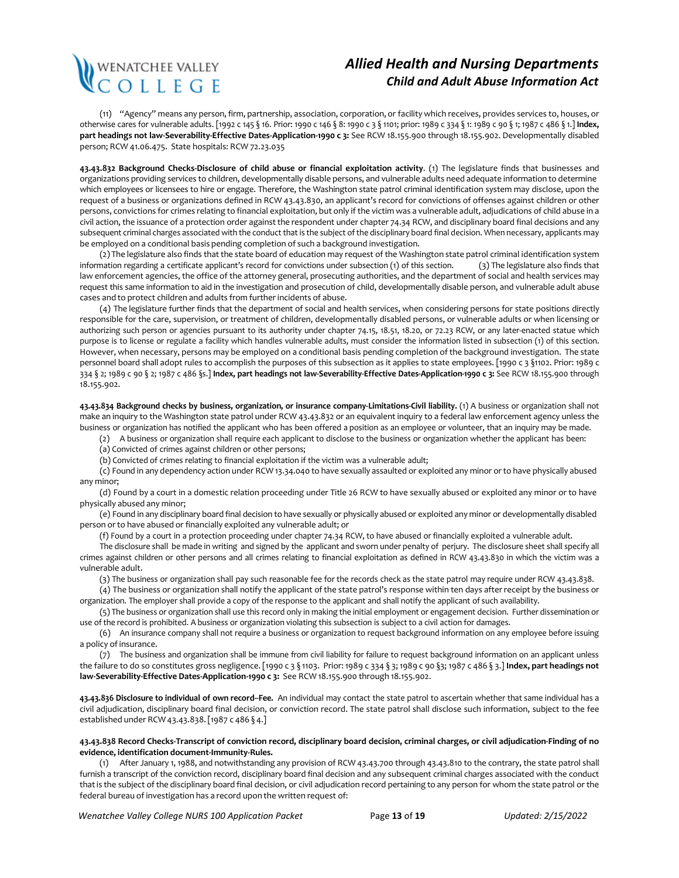(11) "Agency" means any person, firm, partnership, association, corporation, or facility which receives, provides services to, houses, or otherwise cares for vulnerable adults. [1992 c 145 § 16. Prior: 1990 c 146 § 8: 1990 c 3 § 1101; prior: 1989 c 334 § 1: 1989 c 90 § 1; 1987 c 486 § 1.] **Index, part headings not law-Severability-Effective Dates-Application-1990 c 3:** See RCW 18.155.900 through 18.155.902. Developmentally disabled person; RCW 41.06.475. State hospitals: RCW 72.23.035

**43.43.832 Background Checks-Disclosure of child abuse or financial exploitation activity**. (1) The legislature finds that businesses and organizations providing services to children, developmentally disable persons, and vulnerable adults need adequate information to determine which employees or licensees to hire or engage. Therefore, the Washington state patrol criminal identification system may disclose, upon the request of a business or organizations defined in RCW 43.43.830, an applicant's record for convictions of offenses against children or other persons, convictions for crimes relating to financial exploitation, but only if the victim was a vulnerable adult, adjudications of child abuse in a civil action, the issuance of a protection order against the respondent under chapter 74.34 RCW, and disciplinary board final decisions and any subsequent criminal charges associated with the conduct that is the subject of the disciplinary board final decision. When necessary, applicants may be employed on a conditional basis pending completion of such a background investigation.

(2) The legislature also finds that the state board of education may request of the Washington state patrol criminal identification system information regarding a certificate applicant's record for convictions under subsection (1) of this section. (3) The legislature also finds that law enforcement agencies, the office of the attorney general, prosecuting authorities, and the department of social and health services may request this same information to aid in the investigation and prosecution of child, developmentally disable person, and vulnerable adult abuse cases and to protect children and adults from further incidents of abuse.

(4) The legislature further finds that the department of social and health services, when considering persons for state positions directly responsible for the care, supervision, or treatment of children, developmentally disabled persons, or vulnerable adults or when licensing or authorizing such person or agencies pursuant to its authority under chapter 74.15, 18.51, 18.20, or 72.23 RCW, or any later-enacted statue which purpose is to license or regulate a facility which handles vulnerable adults, must consider the information listed in subsection (1) of this section. However, when necessary, persons may be employed on a conditional basis pending completion of the background investigation. The state personnel board shall adopt rules to accomplish the purposes of this subsection as it applies to state employees. [1990 c 3 §1102. Prior: 1989 c 334 § 2; 1989 c 90 § 2; 1987 c 486 §s.] **Index, part headings not law-Severability-Effective Dates-Application-1990 c 3:** See RCW 18.155.900 through 18.155.902.

**43.43.834 Background checks by business, organization, or insurance company-Limitations-Civil liability.** (1) A business or organization shall not make an inquiry to the Washington state patrol under RCW 43.43.832 or an equivalent inquiry to a federal law enforcement agency unless the business or organization has notified the applicant who has been offered a position as an employee or volunteer, that an inquiry may be made.

(2) A business or organization shall require each applicant to disclose to the business or organization whether the applicant has been:

(a) Convicted of crimes against children or other persons;

(b) Convicted of crimes relating to financial exploitation if the victim was a vulnerable adult;

(c) Found in any dependency action under RCW 13.34.040 to have sexually assaulted or exploited any minor or to have physically abused any minor;

(d) Found by a court in a domestic relation proceeding under Title 26 RCW to have sexually abused or exploited any minor or to have physically abused any minor;

(e) Found in any disciplinary board final decision to have sexually or physically abused or exploited any minor or developmentally disabled person or to have abused or financially exploited any vulnerable adult; or

(f) Found by a court in a protection proceeding under chapter 74.34 RCW, to have abused or financially exploited a vulnerable adult.

The disclosure shall be made in writing and signed by the applicant and sworn under penalty of perjury. The disclosure sheet shall specify all crimes against children or other persons and all crimes relating to financial exploitation as defined in RCW 43.43.830 in which the victim was a vulnerable adult.

(3) The business or organization shall pay such reasonable fee for the records check as the state patrol may require under RCW 43.43.838.

(4) The business or organization shall notify the applicant of the state patrol's response within ten days after receipt by the business or organization. The employer shall provide a copy of the response to the applicant and shall notify the applicant of such availability.

(5) The business or organization shall use this record only in making the initial employment or engagement decision. Further dissemination or use of the record is prohibited. A business or organization violating this subsection is subject to a civil action for damages.

(6) An insurance company shall not require a business or organization to request background information on any employee before issuing a policy of insurance.

(7) The business and organization shall be immune from civil liability for failure to request background information on an applicant unless the failure to do so constitutes gross negligence. [1990 c 3 § 1103. Prior: 1989 c 334 § 3; 1989 c 90 §3; 1987 c 486 § 3.] **Index, part headings not law-Severability-Effective Dates-Application-1990 c 3:** See RCW 18.155.900 through 18.155.902.

**43.43.836 Disclosure to individual of own record–Fee.** An individual may contact the state patrol to ascertain whether that same individual has a civil adjudication, disciplinary board final decision, or conviction record. The state patrol shall disclose such information, subject to the fee established under RCW 43.43.838. [1987 c 486 § 4.]

**43.43.838 Record Checks-Transcript of conviction record, disciplinary board decision, criminal charges, or civil adjudication-Finding of no evidence, identification document-Immunity-Rules.**

(1) After January 1, 1988, and notwithstanding any provision of RCW 43.43.700 through 43.43.810 to the contrary, the state patrol shall furnish a transcript of the conviction record, disciplinary board final decision and any subsequent criminal charges associated with the conduct that is the subject of the disciplinary board final decision, or civil adjudication record pertaining to any person for whom the state patrol or the federal bureau of investigation has a record upon the written request of: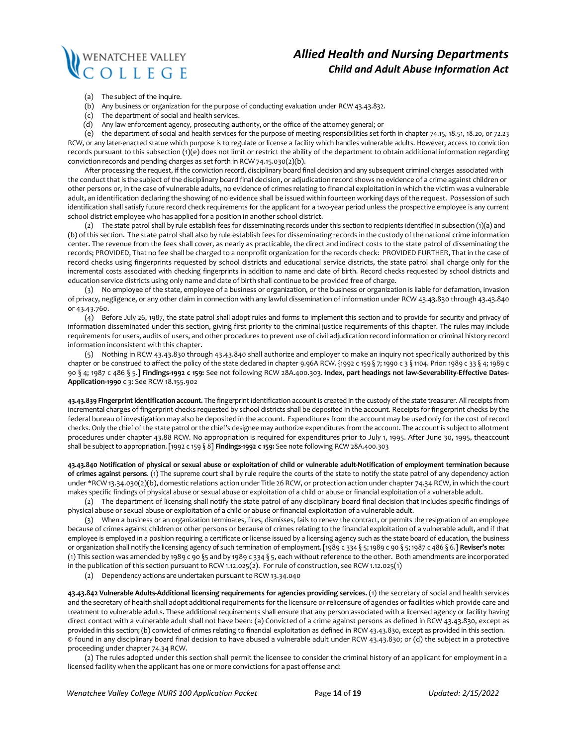(a) The subject of the inquire.
(b) Any business or organization for the purpose of conducting evaluation under RCW 43.43.832.
(c) The department of social and health services.
(d) Any law enforcement agency, prosecuting authority, or the office of the attorney general; or
(e) the department of social and health services for the purpose of meeting responsibilities set forth in chapter 74.15, 18.51, 18.20, or 72.23 RCW, or any later-enacted statue which purpose is to regulate or license a facility which handles vulnerable adults. However, access to conviction records pursuant to this subsection (1)(e) does not limit or restrict the ability of the department to obtain additional information regarding conviction records and pending charges as set forth in RCW 74.15.030(2)(b).

After processing the request, if the conviction record, disciplinary board final decision and any subsequent criminal charges associated with the conduct that is the subject of the disciplinary board final decision, or adjudication record shows no evidence of a crime against children or other persons or, in the case of vulnerable adults, no evidence of crimes relating to financial exploitation in which the victim was a vulnerable adult, an identification declaring the showing of no evidence shall be issued within fourteen working days of the request. Possession of such identification shall satisfy future record check requirements for the applicant for a two-year period unless the prospective employee is any current school district employee who has applied for a position in another school district.

(2) The state patrol shall by rule establish fees for disseminating records under this section to recipients identified in subsection (1)(a) and (b) of this section. The state patrol shall also by rule establish fees for disseminating records in the custody of the national crime information center. The revenue from the fees shall cover, as nearly as practicable, the direct and indirect costs to the state patrol of disseminating the records; PROVIDED, That no fee shall be charged to a nonprofit organization for the records check: PROVIDED FURTHER, That in the case of record checks using fingerprints requested by school districts and educational service districts, the state patrol shall charge only for the incremental costs associated with checking fingerprints in addition to name and date of birth. Record checks requested by school districts and education service districts using only name and date of birth shall continue to be provided free of charge.

(3) No employee of the state, employee of a business or organization, or the business or organization is liable for defamation, invasion of privacy, negligence, or any other claim in connection with any lawful dissemination of information under RCW 43.43.830 through 43.43.840 or 43.43.760.

(4) Before July 26, 1987, the state patrol shall adopt rules and forms to implement this section and to provide for security and privacy of information disseminated under this section, giving first priority to the criminal justice requirements of this chapter. The rules may include requirements for users, audits of users, and other procedures to prevent use of civil adjudication record information or criminal history record information inconsistent with this chapter.

(5) Nothing in RCW 43.43.830 through 43.43.840 shall authorize and employer to make an inquiry not specifically authorized by this chapter or be construed to affect the policy of the state declared in chapter 9.96A RCW. {1992 c 159 § 7; 1990 c 3 § 1104. Prior: 1989 c 33 § 4; 1989 c 90 § 4; 1987 c 486 § 5.] **Findings-1992 c 159:** See not following RCW 28A.400.303. **Index, part headings not law-Severability-Effective Dates-Application-1990** c 3: See RCW 18.155.902

**43.43.839 Fingerprint identification account.** The fingerprint identification account is created in the custody of the state treasurer. All receipts from incremental charges of fingerprint checks requested by school districts shall be deposited in the account. Receipts for fingerprint checks by the federal bureau of investigation may also be deposited in the account. Expenditures from the account may be used only for the cost of record checks. Only the chief of the state patrol or the chief's designee may authorize expenditures from the account. The account is subject to allotment procedures under chapter 43.88 RCW. No appropriation is required for expenditures prior to July 1, 1995. After June 30, 1995, theaccount shall be subject to appropriation. [1992 c 159 § 8] **Findings-1992 c 159:** See note following RCW 28A.400.303

**43.43.840 Notification of physical or sexual abuse or exploitation of child or vulnerable adult-Notification of employment termination because of crimes against persons**. (1) The supreme court shall by rule require the courts of the state to notify the state patrol of any dependency action under *RCW 13.34.030(2)(b), domestic relations action under Title 26 RCW, or protection action under chapter 74.34 RCW, in which the court makes specific findings of physical abuse or sexual abuse or exploitation of a child or abuse or financial exploitation of a vulnerable adult.

(2) The department of licensing shall notify the state patrol of any disciplinary board final decision that includes specific findings of physical abuse or sexual abuse or exploitation of a child or abuse or financial exploitation of a vulnerable adult.

(3) When a business or an organization terminates, fires, dismisses, fails to renew the contract, or permits the resignation of an employee because of crimes against children or other persons or because of crimes relating to the financial exploitation of a vulnerable adult, and if that employee is employed in a position requiring a certificate or license issued by a licensing agency such as the state board of education, the business or organization shall notify the licensing agency of such termination of employment. [1989 c 334 § 5; 1989 c 90 § 5; 1987 c 486 § 6.] **Reviser's note:** (1) This section was amended by 1989 c 90 §5 and by 1989 c 334 § 5, each without reference to the other. Both amendments are incorporated in the publication of this section pursuant to RCW 1.12.025(2). For rule of construction, see RCW 1.12.025(1)

(2) Dependency actions are undertaken pursuant to RCW 13.34.040

**43.43.842 Vulnerable Adults-Additional licensing requirements for agencies providing services.** (1) the secretary of social and health services and the secretary of health shall adopt additional requirements for the licensure or relicensure of agencies or facilities which provide care and treatment to vulnerable adults. These additional requirements shall ensure that any person associated with a licensed agency or facility having direct contact with a vulnerable adult shall not have been: (a) Convicted of a crime against persons as defined in RCW 43.43.830, except as provided in this section; (b) convicted of crimes relating to financial exploitation as defined in RCW 43.43.830, except as provided in this section. © found in any disciplinary board final decision to have abused a vulnerable adult under RCW 43.43.830; or (d) the subject in a protective proceeding under chapter 74.34 RCW.

(2) The rules adopted under this section shall permit the licensee to consider the criminal history of an applicant for employment in a licensed facility when the applicant has one or more convictions for a past offense and: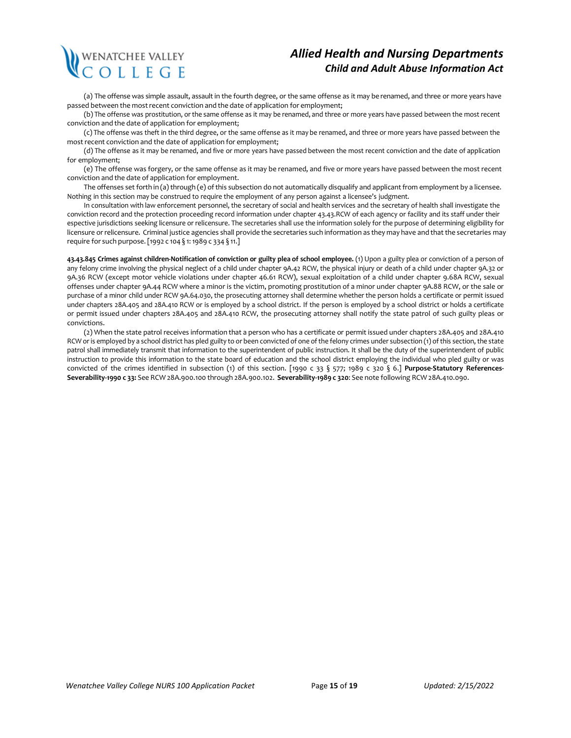(a) The offense was simple assault, assault in the fourth degree, or the same offense as it may be renamed, and three or more years have passed between the most recent conviction and the date of application for employment;

(b) The offense was prostitution, or the same offense as it may be renamed, and three or more years have passed between the most recent conviction and the date of application for employment;

(c) The offense was theft in the third degree, or the same offense as it may be renamed, and three or more years have passed between the most recent conviction and the date of application for employment;

(d) The offense as it may be renamed, and five or more years have passed between the most recent conviction and the date of application for employment;

(e) The offense was forgery, or the same offense as it may be renamed, and five or more years have passed between the most recent conviction and the date of application for employment.

The offenses set forth in (a) through (e) of this subsection do not automatically disqualify and applicant from employment by a licensee. Nothing in this section may be construed to require the employment of any person against a licensee's judgment.

In consultation with law enforcement personnel, the secretary of social and health services and the secretary of health shall investigate the conviction record and the protection proceeding record information under chapter 43.43.RCW of each agency or facility and its staff under their espective jurisdictions seeking licensure or relicensure. The secretaries shall use the information solely for the purpose of determining eligibility for licensure or relicensure. Criminal justice agencies shall provide the secretaries such information as they may have and that the secretaries may require for such purpose. [1992 c 104 § 1: 1989 c 334 § 11.]

**43.43.845 Crimes against children-Notification of conviction or guilty plea of school employee.** (1) Upon a guilty plea or conviction of a person of any felony crime involving the physical neglect of a child under chapter 9A.42 RCW, the physical injury or death of a child under chapter 9A.32 or 9A.36 RCW (except motor vehicle violations under chapter 46.61 RCW), sexual exploitation of a child under chapter 9.68A RCW, sexual offenses under chapter 9A.44 RCW where a minor is the victim, promoting prostitution of a minor under chapter 9A.88 RCW, or the sale or purchase of a minor child under RCW 9A.64.030, the prosecuting attorney shall determine whether the person holds a certificate or permit issued under chapters 28A.405 and 28A.410 RCW or is employed by a school district. If the person is employed by a school district or holds a certificate or permit issued under chapters 28A.405 and 28A.410 RCW, the prosecuting attorney shall notify the state patrol of such guilty pleas or convictions.

(2) When the state patrol receives information that a person who has a certificate or permit issued under chapters 28A.405 and 28A.410 RCW or is employed by a school district has pled guilty to or been convicted of one of the felony crimes under subsection (1) of this section, the state patrol shall immediately transmit that information to the superintendent of public instruction. It shall be the duty of the superintendent of public instruction to provide this information to the state board of education and the school district employing the individual who pled guilty or was convicted of the crimes identified in subsection (1) of this section. [1990 c 33 § 577; 1989 c 320 § 6.] **Purpose-Statutory References-Severability-1990 c 33:** See RCW 28A.900.100 through 28A.900.102. **Severability-1989 c 320**: See note following RCW 28A.410.090.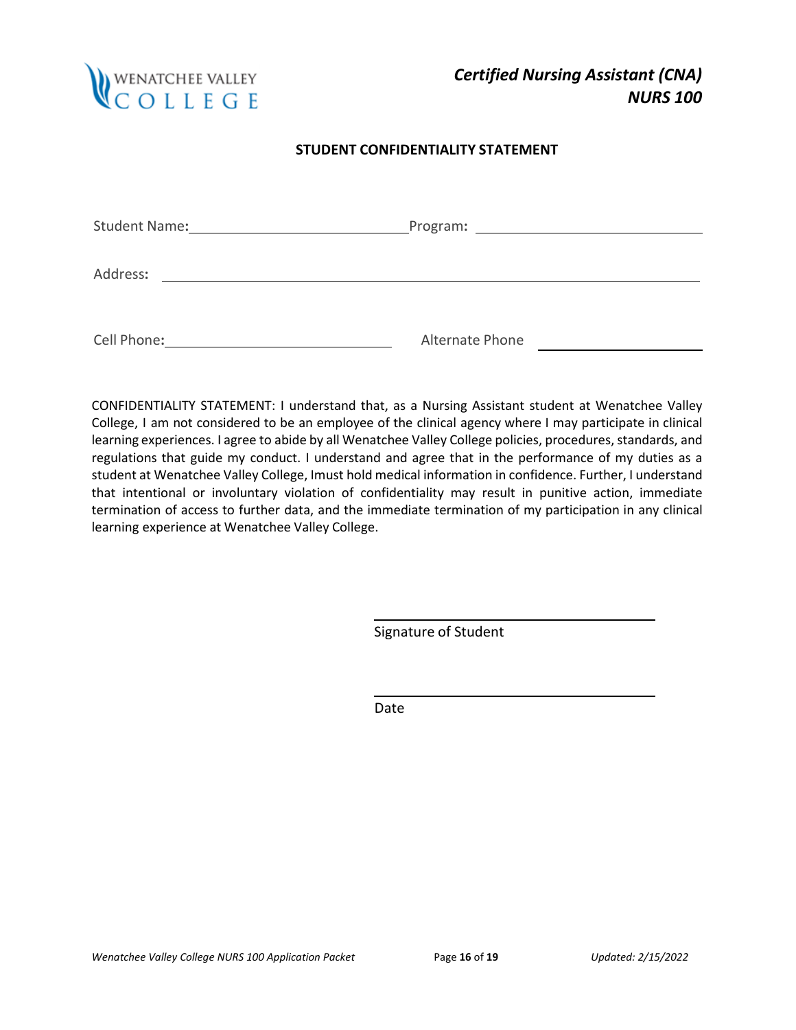**Certified Nursing Assistant (CNA)**
**NURS 100**

## STUDENT CONFIDENTIALITY STATEMENT

Student Name: ______________________________ Program: ______________________________

Address: ____________________________________________________________________

Cell Phone: ______________________________ Alternate Phone ______________________

CONFIDENTIALITY STATEMENT: I understand that, as a Nursing Assistant student at Wenatchee Valley College, I am not considered to be an employee of the clinical agency where I may participate in clinical learning experiences. I agree to abide by all Wenatchee Valley College policies, procedures, standards, and regulations that guide my conduct. I understand and agree that in the performance of my duties as a student at Wenatchee Valley College, Imust hold medical information in confidence. Further, I understand that intentional or involuntary violation of confidentiality may result in punitive action, immediate termination of access to further data, and the immediate termination of my participation in any clinical learning experience at Wenatchee Valley College.

______________________________
Signature of Student

______________________________
Date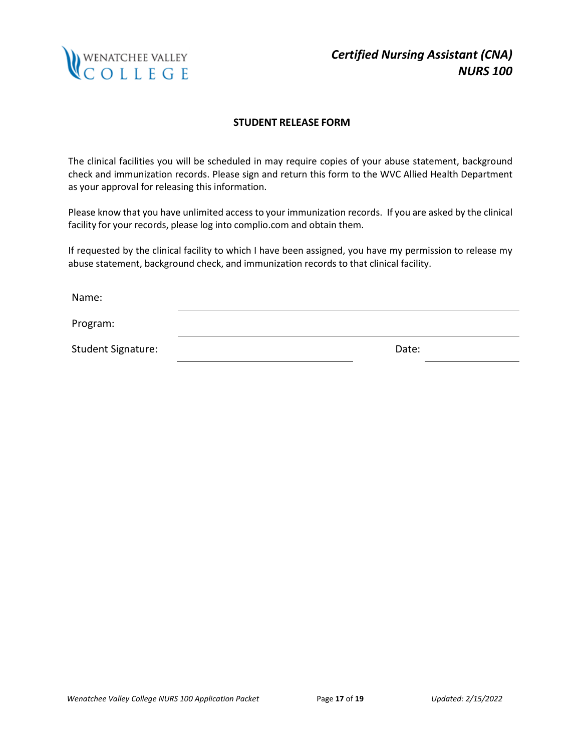Certified Nursing Assistant (CNA)
NURS 100

## STUDENT RELEASE FORM

The clinical facilities you will be scheduled in may require copies of your abuse statement, background check and immunization records. Please sign and return this form to the WVC Allied Health Department as your approval for releasing this information.

Please know that you have unlimited access to your immunization records. If you are asked by the clinical facility for your records, please log into complio.com and obtain them.

If requested by the clinical facility to which I have been assigned, you have my permission to release my abuse statement, background check, and immunization records to that clinical facility.

Name: ______________________________________________

Program: ______________________________________________

Student Signature: ______________________________ Date: ______________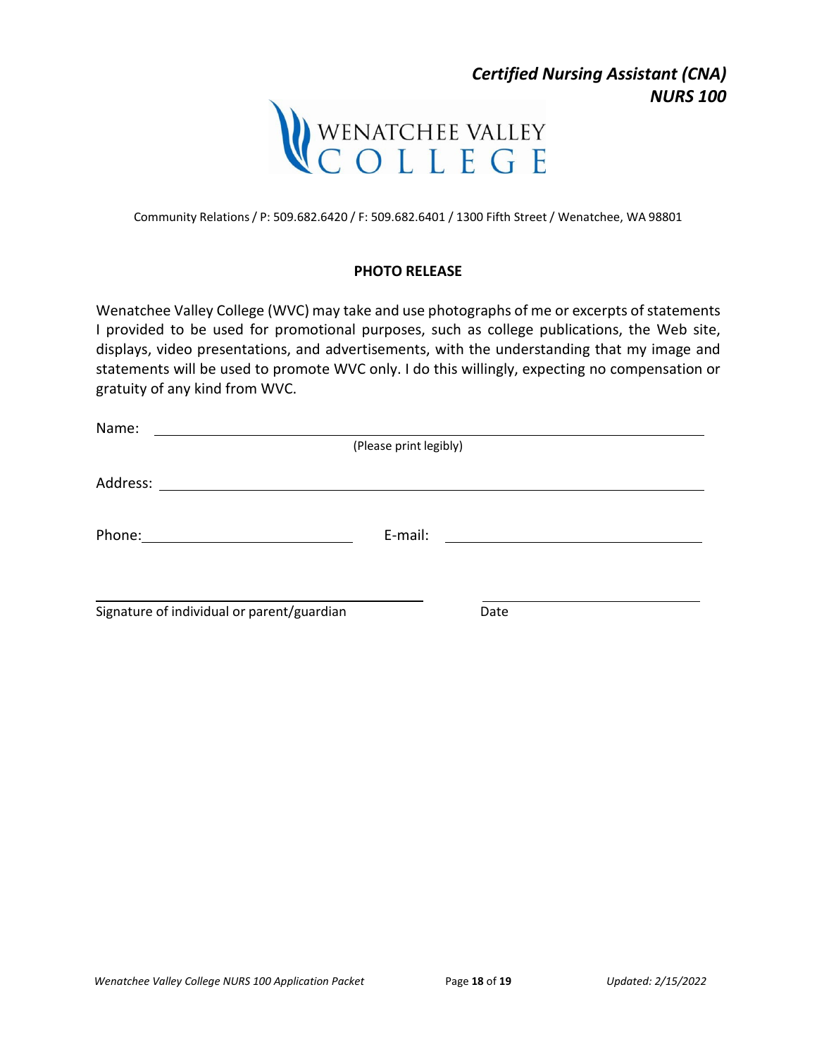*Certified Nursing Assistant (CNA)*
*NURS 100*

WENATCHEE VALLEY COLLEGE

Community Relations / P: 509.682.6420 / F: 509.682.6401 / 1300 Fifth Street / Wenatchee, WA 98801

**PHOTO RELEASE**

Wenatchee Valley College (WVC) may take and use photographs of me or excerpts of statements I provided to be used for promotional purposes, such as college publications, the Web site, displays, video presentations, and advertisements, with the understanding that my image and statements will be used to promote WVC only. I do this willingly, expecting no compensation or gratuity of any kind from WVC.

Name: ______________________________________________
(Please print legibly)

Address: ______________________________________________

Phone: ____________________ E-mail: ____________________

______________________________ ____________________
Signature of individual or parent/guardian Date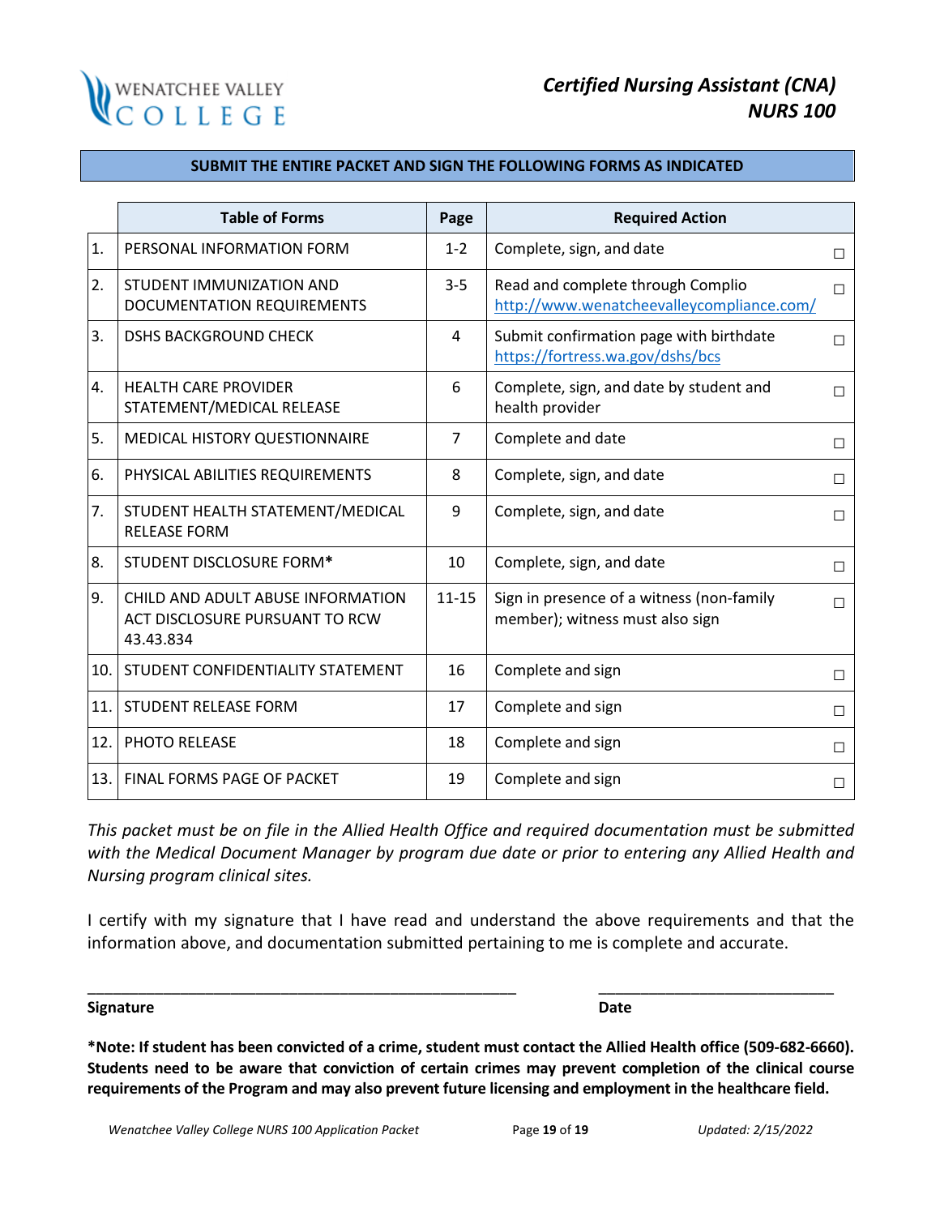WENATCHEE VALLEY COLLEGE

## *Certified Nursing Assistant (CNA)*
## *NURS 100*

**SUBMIT THE ENTIRE PACKET AND SIGN THE FOLLOWING FORMS AS INDICATED**

| | Table of Forms | Page | Required Action | |
|---|---|---|---|---|
| 1. | PERSONAL INFORMATION FORM | 1-2 | Complete, sign, and date | ☐ |
| 2. | STUDENT IMMUNIZATION AND DOCUMENTATION REQUIREMENTS | 3-5 | Read and complete through Complio http://www.wenatcheevalleycompliance.com/ | ☐ |
| 3. | DSHS BACKGROUND CHECK | 4 | Submit confirmation page with birthdate https://fortress.wa.gov/dshs/bcs | ☐ |
| 4. | HEALTH CARE PROVIDER STATEMENT/MEDICAL RELEASE | 6 | Complete, sign, and date by student and health provider | ☐ |
| 5. | MEDICAL HISTORY QUESTIONNAIRE | 7 | Complete and date | ☐ |
| 6. | PHYSICAL ABILITIES REQUIREMENTS | 8 | Complete, sign, and date | ☐ |
| 7. | STUDENT HEALTH STATEMENT/MEDICAL RELEASE FORM | 9 | Complete, sign, and date | ☐ |
| 8. | STUDENT DISCLOSURE FORM* | 10 | Complete, sign, and date | ☐ |
| 9. | CHILD AND ADULT ABUSE INFORMATION ACT DISCLOSURE PURSUANT TO RCW 43.43.834 | 11-15 | Sign in presence of a witness (non-family member); witness must also sign | ☐ |
| 10. | STUDENT CONFIDENTIALITY STATEMENT | 16 | Complete and sign | ☐ |
| 11. | STUDENT RELEASE FORM | 17 | Complete and sign | ☐ |
| 12. | PHOTO RELEASE | 18 | Complete and sign | ☐ |
| 13. | FINAL FORMS PAGE OF PACKET | 19 | Complete and sign | ☐ |

*This packet must be on file in the Allied Health Office and required documentation must be submitted with the Medical Document Manager by program due date or prior to entering any Allied Health and Nursing program clinical sites.*

I certify with my signature that I have read and understand the above requirements and that the information above, and documentation submitted pertaining to me is complete and accurate.

\_\_\_\_\_\_\_\_\_\_\_\_\_\_\_\_\_\_\_\_\_\_\_\_\_\_\_\_\_\_\_\_\_\_\_\_\_\_\_\_\_\_ \_\_\_\_\_\_\_\_\_\_\_\_\_\_\_\_\_\_\_\_\_\_\_\_\_\_

**Signature** **Date**

**\*Note: If student has been convicted of a crime, student must contact the Allied Health office (509-682-6660). Students need to be aware that conviction of certain crimes may prevent completion of the clinical course requirements of the Program and may also prevent future licensing and employment in the healthcare field.**